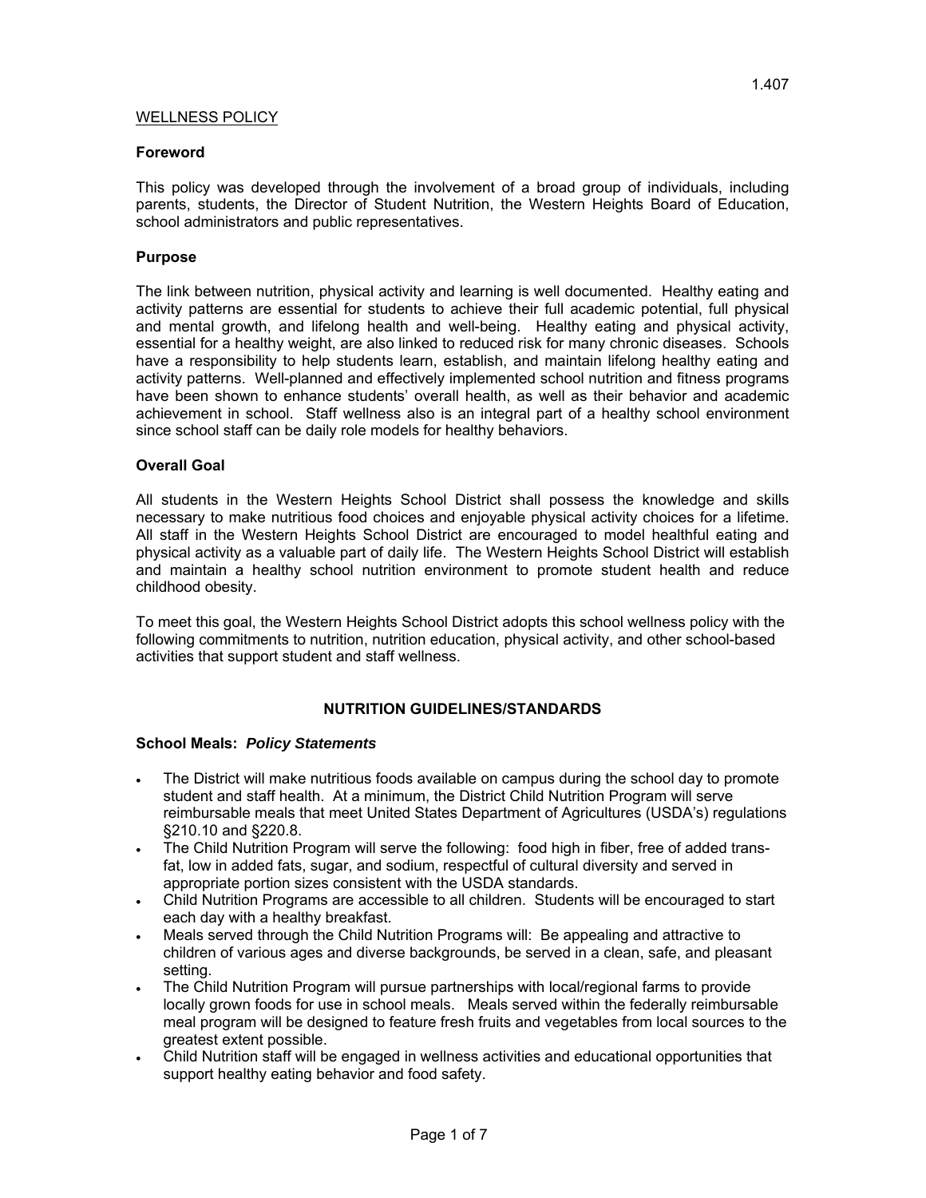WELLNESS POLICY

## Foreword

This policy was developed through the involvement of a broad group of individuals, including parents, students, the Director of Student Nutrition, the Western Heights Board of Education, school administrators and public representatives.

## Purpose

The link between nutrition, physical activity and learning is well documented. Healthy eating and activity patterns are essential for students to achieve their full academic potential, full physical and mental growth, and lifelong health and well-being. Healthy eating and physical activity, essential for a healthy weight, are also linked to reduced risk for many chronic diseases. Schools have a responsibility to help students learn, establish, and maintain lifelong healthy eating and activity patterns. Well-planned and effectively implemented school nutrition and fitness programs have been shown to enhance students' overall health, as well as their behavior and academic achievement in school. Staff wellness also is an integral part of a healthy school environment since school staff can be daily role models for healthy behaviors.

## Overall Goal

All students in the Western Heights School District shall possess the knowledge and skills necessary to make nutritious food choices and enjoyable physical activity choices for a lifetime. All staff in the Western Heights School District are encouraged to model healthful eating and physical activity as a valuable part of daily life. The Western Heights School District will establish and maintain a healthy school nutrition environment to promote student health and reduce childhood obesity.

To meet this goal, the Western Heights School District adopts this school wellness policy with the following commitments to nutrition, nutrition education, physical activity, and other school-based activities that support student and staff wellness.

## NUTRITION GUIDELINES/STANDARDS

### School Meals: *Policy Statements*

- The District will make nutritious foods available on campus during the school day to promote student and staff health. At a minimum, the District Child Nutrition Program will serve reimbursable meals that meet United States Department of Agricultures (USDA's) regulations §210.10 and §220.8.
- The Child Nutrition Program will serve the following: food high in fiber, free of added trans-fat, low in added fats, sugar, and sodium, respectful of cultural diversity and served in appropriate portion sizes consistent with the USDA standards.
- Child Nutrition Programs are accessible to all children. Students will be encouraged to start each day with a healthy breakfast.
- Meals served through the Child Nutrition Programs will: Be appealing and attractive to children of various ages and diverse backgrounds, be served in a clean, safe, and pleasant setting.
- The Child Nutrition Program will pursue partnerships with local/regional farms to provide locally grown foods for use in school meals. Meals served within the federally reimbursable meal program will be designed to feature fresh fruits and vegetables from local sources to the greatest extent possible.
- Child Nutrition staff will be engaged in wellness activities and educational opportunities that support healthy eating behavior and food safety.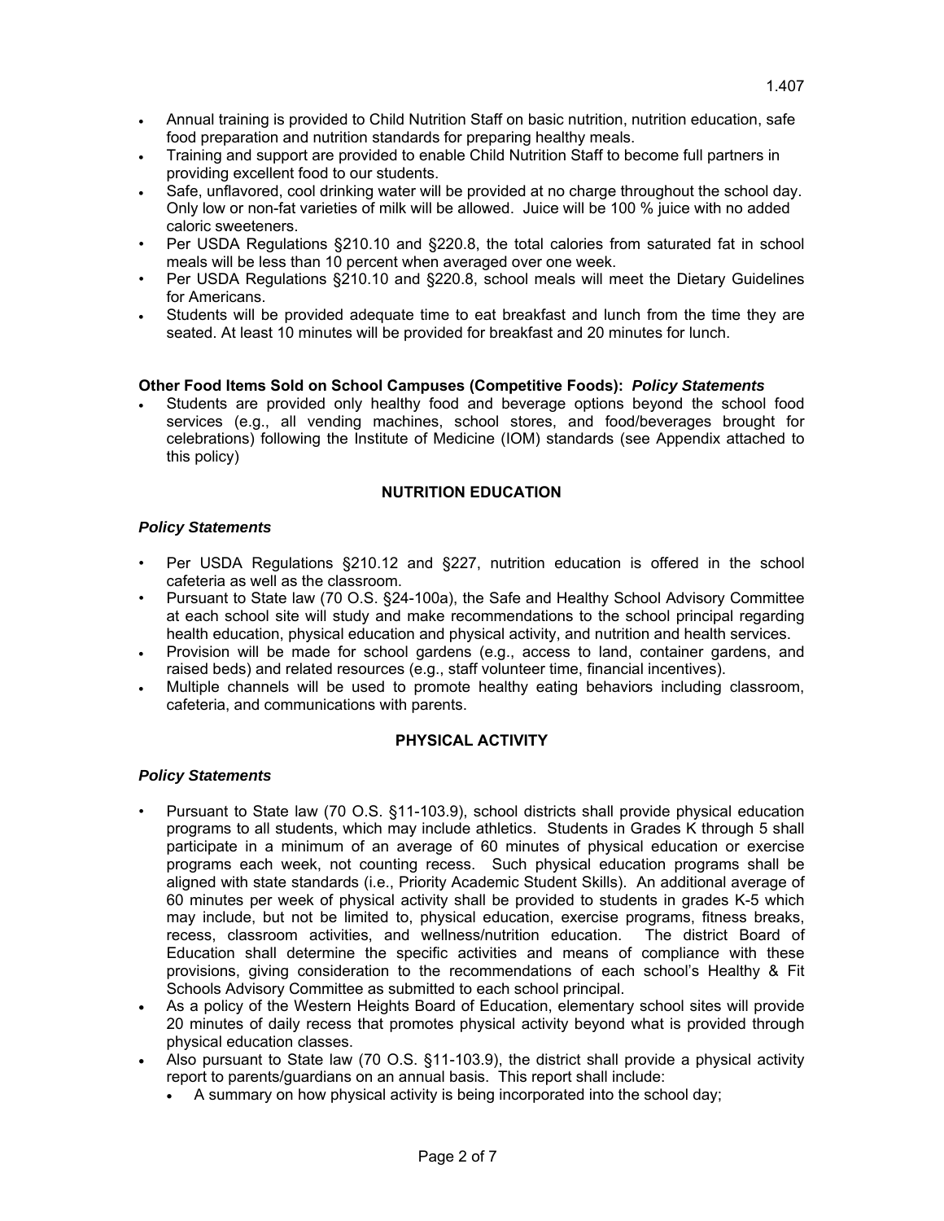- Annual training is provided to Child Nutrition Staff on basic nutrition, nutrition education, safe food preparation and nutrition standards for preparing healthy meals.
- Training and support are provided to enable Child Nutrition Staff to become full partners in providing excellent food to our students.
- Safe, unflavored, cool drinking water will be provided at no charge throughout the school day. Only low or non-fat varieties of milk will be allowed. Juice will be 100 % juice with no added caloric sweeteners.
- Per USDA Regulations §210.10 and §220.8, the total calories from saturated fat in school meals will be less than 10 percent when averaged over one week.
- Per USDA Regulations §210.10 and §220.8, school meals will meet the Dietary Guidelines for Americans.
- Students will be provided adequate time to eat breakfast and lunch from the time they are seated. At least 10 minutes will be provided for breakfast and 20 minutes for lunch.

**Other Food Items Sold on School Campuses (Competitive Foods): *Policy Statements***

- Students are provided only healthy food and beverage options beyond the school food services (e.g., all vending machines, school stores, and food/beverages brought for celebrations) following the Institute of Medicine (IOM) standards (see Appendix attached to this policy)

## NUTRITION EDUCATION

***Policy Statements***

- Per USDA Regulations §210.12 and §227, nutrition education is offered in the school cafeteria as well as the classroom.
- Pursuant to State law (70 O.S. §24-100a), the Safe and Healthy School Advisory Committee at each school site will study and make recommendations to the school principal regarding health education, physical education and physical activity, and nutrition and health services.
- Provision will be made for school gardens (e.g., access to land, container gardens, and raised beds) and related resources (e.g., staff volunteer time, financial incentives).
- Multiple channels will be used to promote healthy eating behaviors including classroom, cafeteria, and communications with parents.

## PHYSICAL ACTIVITY

***Policy Statements***

- Pursuant to State law (70 O.S. §11-103.9), school districts shall provide physical education programs to all students, which may include athletics. Students in Grades K through 5 shall participate in a minimum of an average of 60 minutes of physical education or exercise programs each week, not counting recess. Such physical education programs shall be aligned with state standards (i.e., Priority Academic Student Skills). An additional average of 60 minutes per week of physical activity shall be provided to students in grades K-5 which may include, but not be limited to, physical education, exercise programs, fitness breaks, recess, classroom activities, and wellness/nutrition education. The district Board of Education shall determine the specific activities and means of compliance with these provisions, giving consideration to the recommendations of each school's Healthy & Fit Schools Advisory Committee as submitted to each school principal.
- As a policy of the Western Heights Board of Education, elementary school sites will provide 20 minutes of daily recess that promotes physical activity beyond what is provided through physical education classes.
- Also pursuant to State law (70 O.S. §11-103.9), the district shall provide a physical activity report to parents/guardians on an annual basis. This report shall include:
  - A summary on how physical activity is being incorporated into the school day;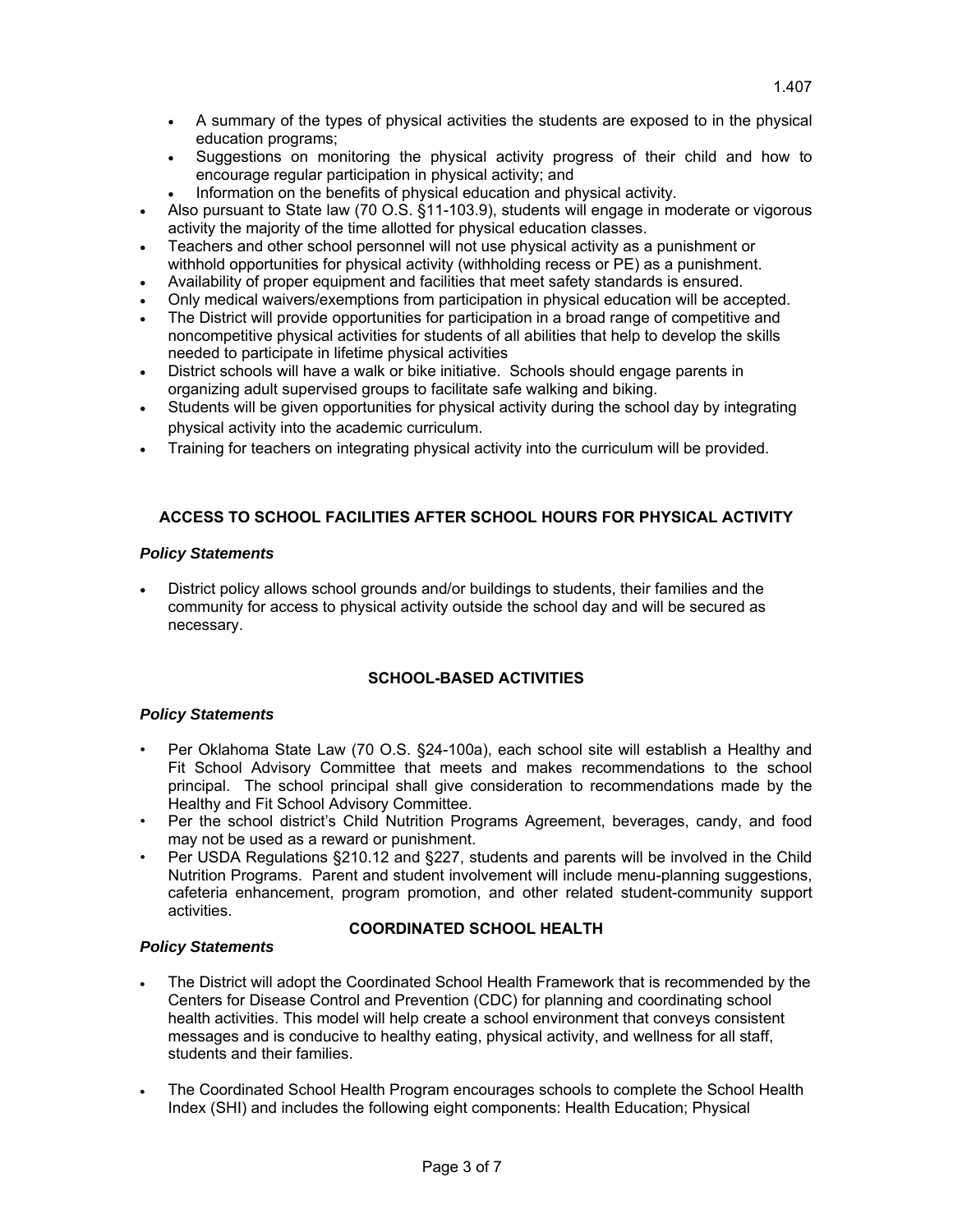- A summary of the types of physical activities the students are exposed to in the physical education programs;
  - Suggestions on monitoring the physical activity progress of their child and how to encourage regular participation in physical activity; and
  - Information on the benefits of physical education and physical activity.
- Also pursuant to State law (70 O.S. §11-103.9), students will engage in moderate or vigorous activity the majority of the time allotted for physical education classes.
- Teachers and other school personnel will not use physical activity as a punishment or withhold opportunities for physical activity (withholding recess or PE) as a punishment.
- Availability of proper equipment and facilities that meet safety standards is ensured.
- Only medical waivers/exemptions from participation in physical education will be accepted.
- The District will provide opportunities for participation in a broad range of competitive and noncompetitive physical activities for students of all abilities that help to develop the skills needed to participate in lifetime physical activities
- District schools will have a walk or bike initiative. Schools should engage parents in organizing adult supervised groups to facilitate safe walking and biking.
- Students will be given opportunities for physical activity during the school day by integrating physical activity into the academic curriculum.
- Training for teachers on integrating physical activity into the curriculum will be provided.

## ACCESS TO SCHOOL FACILITIES AFTER SCHOOL HOURS FOR PHYSICAL ACTIVITY

***Policy Statements***

- District policy allows school grounds and/or buildings to students, their families and the community for access to physical activity outside the school day and will be secured as necessary.

## SCHOOL-BASED ACTIVITIES

***Policy Statements***

- Per Oklahoma State Law (70 O.S. §24-100a), each school site will establish a Healthy and Fit School Advisory Committee that meets and makes recommendations to the school principal. The school principal shall give consideration to recommendations made by the Healthy and Fit School Advisory Committee.
- Per the school district's Child Nutrition Programs Agreement, beverages, candy, and food may not be used as a reward or punishment.
- Per USDA Regulations §210.12 and §227, students and parents will be involved in the Child Nutrition Programs. Parent and student involvement will include menu-planning suggestions, cafeteria enhancement, program promotion, and other related student-community support activities.

## COORDINATED SCHOOL HEALTH

***Policy Statements***

- The District will adopt the Coordinated School Health Framework that is recommended by the Centers for Disease Control and Prevention (CDC) for planning and coordinating school health activities. This model will help create a school environment that conveys consistent messages and is conducive to healthy eating, physical activity, and wellness for all staff, students and their families.
- The Coordinated School Health Program encourages schools to complete the School Health Index (SHI) and includes the following eight components: Health Education; Physical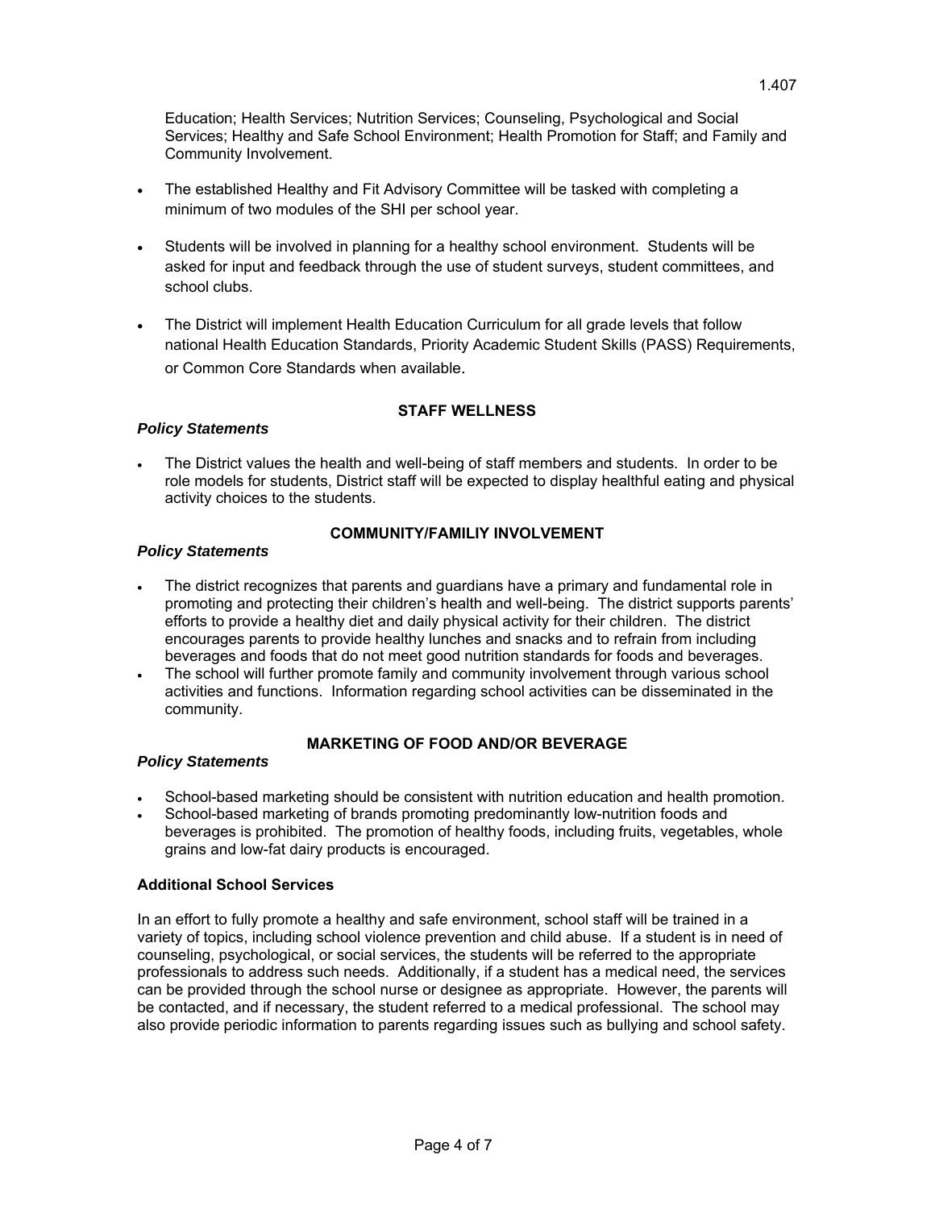Education; Health Services; Nutrition Services; Counseling, Psychological and Social Services; Healthy and Safe School Environment; Health Promotion for Staff; and Family and Community Involvement.

- The established Healthy and Fit Advisory Committee will be tasked with completing a minimum of two modules of the SHI per school year.
- Students will be involved in planning for a healthy school environment. Students will be asked for input and feedback through the use of student surveys, student committees, and school clubs.
- The District will implement Health Education Curriculum for all grade levels that follow national Health Education Standards, Priority Academic Student Skills (PASS) Requirements, or Common Core Standards when available.

## STAFF WELLNESS

***Policy Statements***

- The District values the health and well-being of staff members and students. In order to be role models for students, District staff will be expected to display healthful eating and physical activity choices to the students.

## COMMUNITY/FAMILIY INVOLVEMENT

***Policy Statements***

- The district recognizes that parents and guardians have a primary and fundamental role in promoting and protecting their children's health and well-being. The district supports parents' efforts to provide a healthy diet and daily physical activity for their children. The district encourages parents to provide healthy lunches and snacks and to refrain from including beverages and foods that do not meet good nutrition standards for foods and beverages.
- The school will further promote family and community involvement through various school activities and functions. Information regarding school activities can be disseminated in the community.

## MARKETING OF FOOD AND/OR BEVERAGE

***Policy Statements***

- School-based marketing should be consistent with nutrition education and health promotion.
- School-based marketing of brands promoting predominantly low-nutrition foods and beverages is prohibited. The promotion of healthy foods, including fruits, vegetables, whole grains and low-fat dairy products is encouraged.

**Additional School Services**

In an effort to fully promote a healthy and safe environment, school staff will be trained in a variety of topics, including school violence prevention and child abuse. If a student is in need of counseling, psychological, or social services, the students will be referred to the appropriate professionals to address such needs. Additionally, if a student has a medical need, the services can be provided through the school nurse or designee as appropriate. However, the parents will be contacted, and if necessary, the student referred to a medical professional. The school may also provide periodic information to parents regarding issues such as bullying and school safety.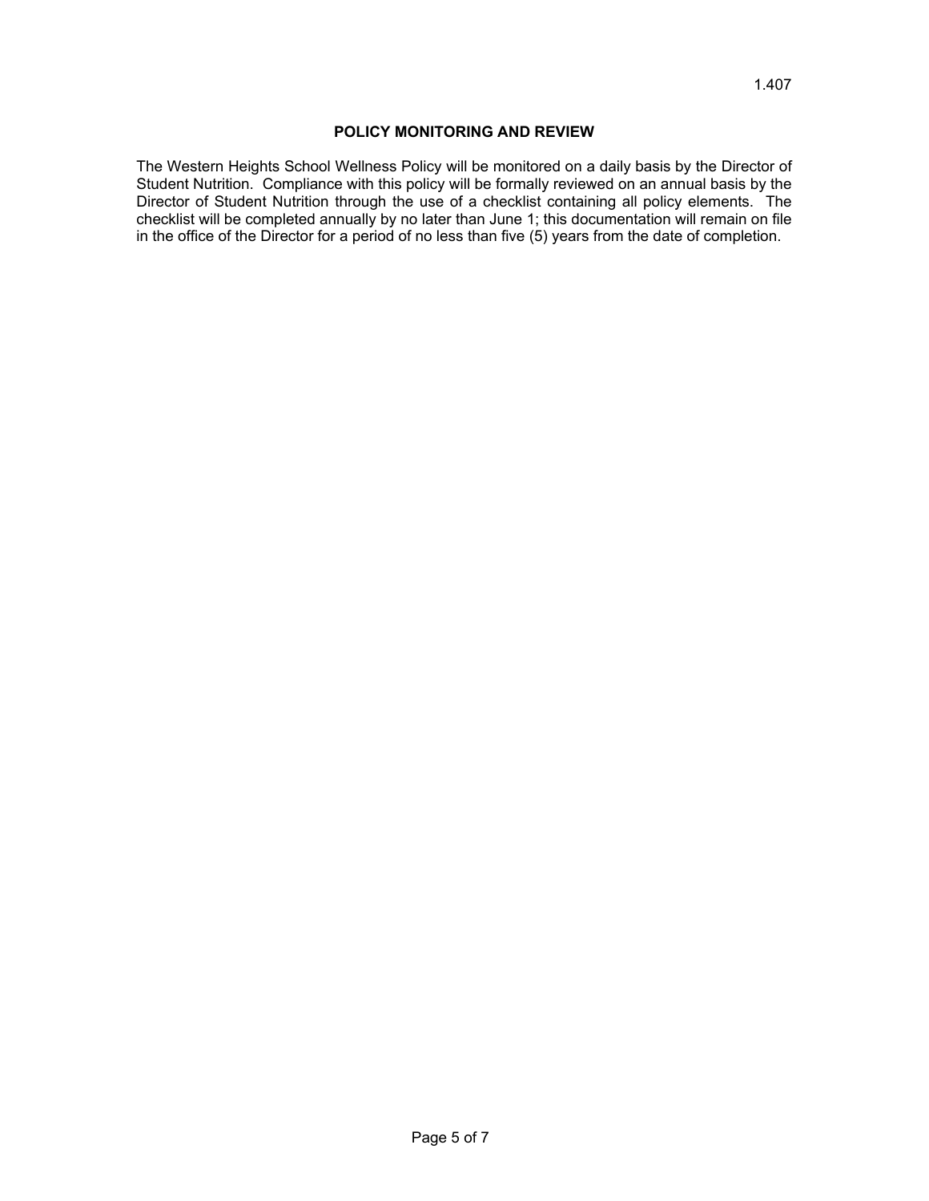## POLICY MONITORING AND REVIEW

The Western Heights School Wellness Policy will be monitored on a daily basis by the Director of Student Nutrition. Compliance with this policy will be formally reviewed on an annual basis by the Director of Student Nutrition through the use of a checklist containing all policy elements. The checklist will be completed annually by no later than June 1; this documentation will remain on file in the office of the Director for a period of no less than five (5) years from the date of completion.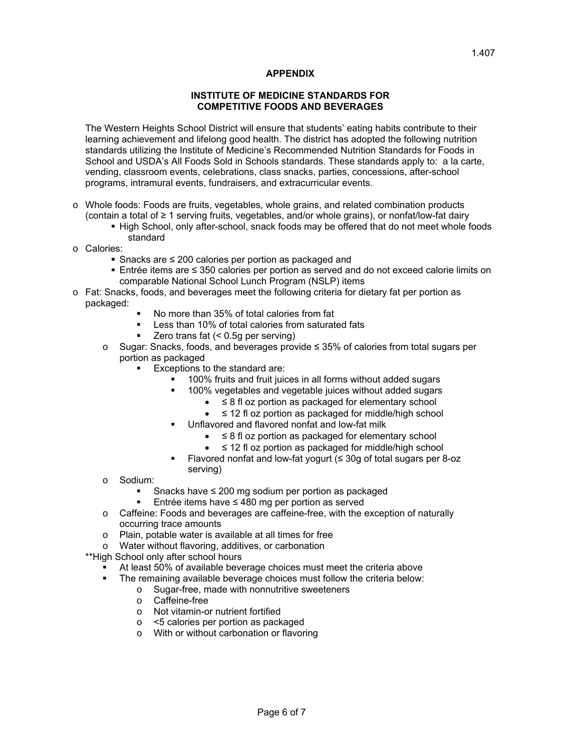## APPENDIX

### INSTITUTE OF MEDICINE STANDARDS FOR COMPETITIVE FOODS AND BEVERAGES

The Western Heights School District will ensure that students' eating habits contribute to their learning achievement and lifelong good health. The district has adopted the following nutrition standards utilizing the Institute of Medicine's Recommended Nutrition Standards for Foods in School and USDA's All Foods Sold in Schools standards. These standards apply to: a la carte, vending, classroom events, celebrations, class snacks, parties, concessions, after-school programs, intramural events, fundraisers, and extracurricular events.

- Whole foods: Foods are fruits, vegetables, whole grains, and related combination products (contain a total of ≥ 1 serving fruits, vegetables, and/or whole grains), or nonfat/low-fat dairy
  - High School, only after-school, snack foods may be offered that do not meet whole foods standard
- Calories:
  - Snacks are ≤ 200 calories per portion as packaged and
  - Entrée items are ≤ 350 calories per portion as served and do not exceed calorie limits on comparable National School Lunch Program (NSLP) items
- Fat: Snacks, foods, and beverages meet the following criteria for dietary fat per portion as packaged:
  - No more than 35% of total calories from fat
  - Less than 10% of total calories from saturated fats
  - Zero trans fat (< 0.5g per serving)
  - Sugar: Snacks, foods, and beverages provide ≤ 35% of calories from total sugars per portion as packaged
    - Exceptions to the standard are:
      - 100% fruits and fruit juices in all forms without added sugars
      - 100% vegetables and vegetable juices without added sugars
        - ≤ 8 fl oz portion as packaged for elementary school
        - ≤ 12 fl oz portion as packaged for middle/high school
      - Unflavored and flavored nonfat and low-fat milk
        - ≤ 8 fl oz portion as packaged for elementary school
        - ≤ 12 fl oz portion as packaged for middle/high school
      - Flavored nonfat and low-fat yogurt (≤ 30g of total sugars per 8-oz serving)
  - Sodium:
    - Snacks have ≤ 200 mg sodium per portion as packaged
    - Entrée items have ≤ 480 mg per portion as served
  - Caffeine: Foods and beverages are caffeine-free, with the exception of naturally occurring trace amounts
  - Plain, potable water is available at all times for free
  - Water without flavoring, additives, or carbonation

**High School only after school hours

- At least 50% of available beverage choices must meet the criteria above
- The remaining available beverage choices must follow the criteria below:
  - Sugar-free, made with nonnutritive sweeteners
  - Caffeine-free
  - Not vitamin-or nutrient fortified
  - <5 calories per portion as packaged
  - With or without carbonation or flavoring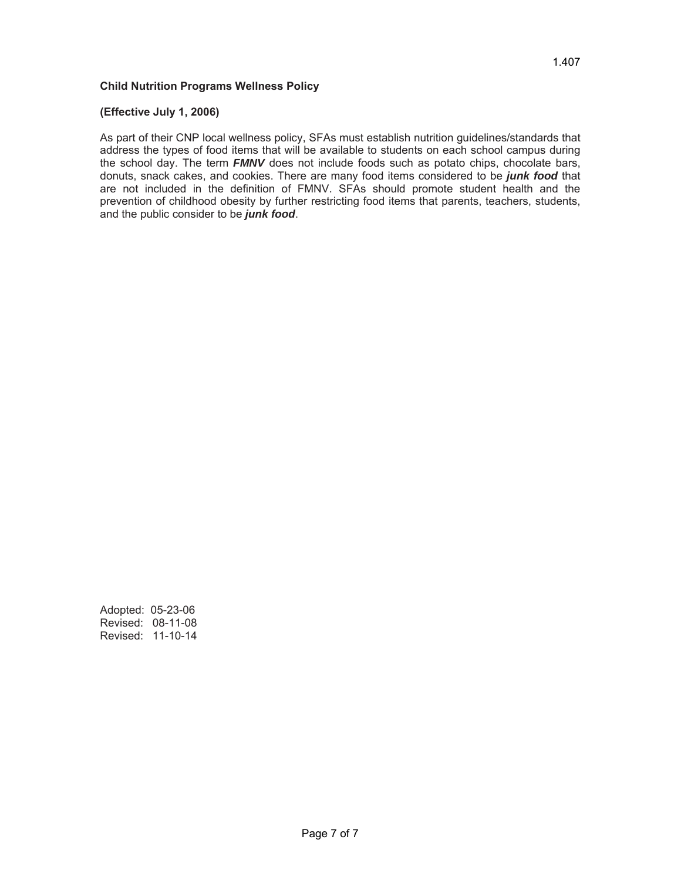**Child Nutrition Programs Wellness Policy**

**(Effective July 1, 2006)**

As part of their CNP local wellness policy, SFAs must establish nutrition guidelines/standards that address the types of food items that will be available to students on each school campus during the school day. The term ***FMNV*** does not include foods such as potato chips, chocolate bars, donuts, snack cakes, and cookies. There are many food items considered to be ***junk food*** that are not included in the definition of FMNV. SFAs should promote student health and the prevention of childhood obesity by further restricting food items that parents, teachers, students, and the public consider to be ***junk food***.

Adopted: 05-23-06
Revised: 08-11-08
Revised: 11-10-14